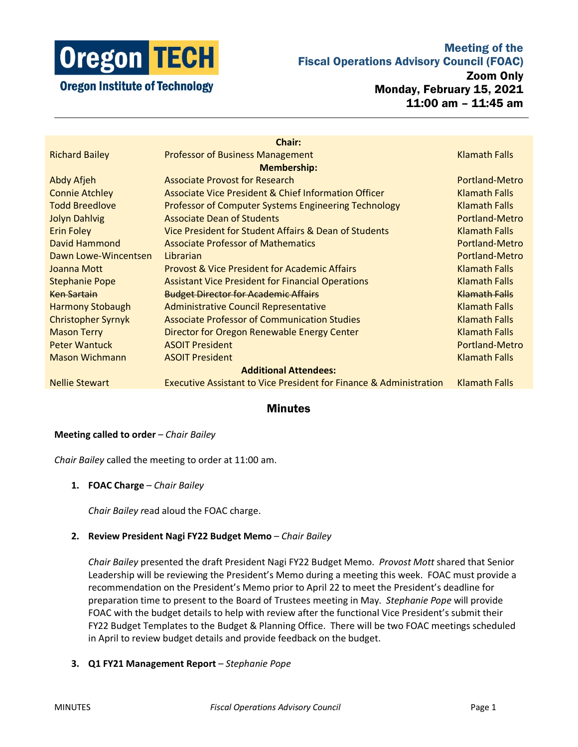**Oregon TECH**
**Oregon Institute of Technology**

# Meeting of the Fiscal Operations Advisory Council (FOAC)

**Zoom Only**
**Monday, February 15, 2021**
**11:00 am – 11:45 am**

| | **Chair:** | |
|---|---|---|
| Richard Bailey | Professor of Business Management | Klamath Falls |
| | **Membership:** | |
| Abdy Afjeh | Associate Provost for Research | Portland-Metro |
| Connie Atchley | Associate Vice President & Chief Information Officer | Klamath Falls |
| Todd Breedlove | Professor of Computer Systems Engineering Technology | Klamath Falls |
| Jolyn Dahlvig | Associate Dean of Students | Portland-Metro |
| Erin Foley | Vice President for Student Affairs & Dean of Students | Klamath Falls |
| David Hammond | Associate Professor of Mathematics | Portland-Metro |
| Dawn Lowe-Wincentsen | Librarian | Portland-Metro |
| Joanna Mott | Provost & Vice President for Academic Affairs | Klamath Falls |
| Stephanie Pope | Assistant Vice President for Financial Operations | Klamath Falls |
| ~~Ken Sartain~~ | ~~Budget Director for Academic Affairs~~ | ~~Klamath Falls~~ |
| Harmony Stobaugh | Administrative Council Representative | Klamath Falls |
| Christopher Syrnyk | Associate Professor of Communication Studies | Klamath Falls |
| Mason Terry | Director for Oregon Renewable Energy Center | Klamath Falls |
| Peter Wantuck | ASOIT President | Portland-Metro |
| Mason Wichmann | ASOIT President | Klamath Falls |
| | **Additional Attendees:** | |
| Nellie Stewart | Executive Assistant to Vice President for Finance & Administration | Klamath Falls |

## Minutes

**Meeting called to order** – *Chair Bailey*

*Chair Bailey* called the meeting to order at 11:00 am.

1. **FOAC Charge** – *Chair Bailey*

   *Chair Bailey* read aloud the FOAC charge.

2. **Review President Nagi FY22 Budget Memo** – *Chair Bailey*

   *Chair Bailey* presented the draft President Nagi FY22 Budget Memo. *Provost Mott* shared that Senior Leadership will be reviewing the President's Memo during a meeting this week. FOAC must provide a recommendation on the President's Memo prior to April 22 to meet the President's deadline for preparation time to present to the Board of Trustees meeting in May. *Stephanie Pope* will provide FOAC with the budget details to help with review after the functional Vice President's submit their FY22 Budget Templates to the Budget & Planning Office. There will be two FOAC meetings scheduled in April to review budget details and provide feedback on the budget.

3. **Q1 FY21 Management Report** – *Stephanie Pope*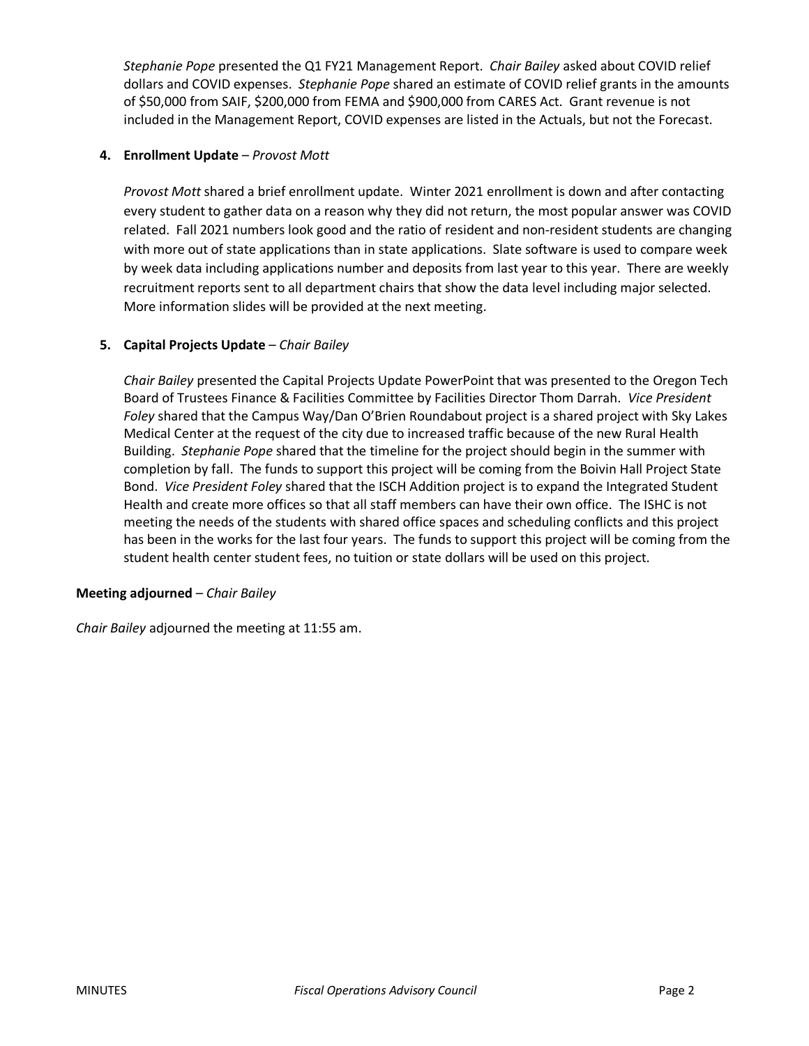*Stephanie Pope* presented the Q1 FY21 Management Report. *Chair Bailey* asked about COVID relief dollars and COVID expenses. *Stephanie Pope* shared an estimate of COVID relief grants in the amounts of $50,000 from SAIF, $200,000 from FEMA and $900,000 from CARES Act. Grant revenue is not included in the Management Report, COVID expenses are listed in the Actuals, but not the Forecast.

**4. Enrollment Update** – *Provost Mott*

*Provost Mott* shared a brief enrollment update. Winter 2021 enrollment is down and after contacting every student to gather data on a reason why they did not return, the most popular answer was COVID related. Fall 2021 numbers look good and the ratio of resident and non-resident students are changing with more out of state applications than in state applications. Slate software is used to compare week by week data including applications number and deposits from last year to this year. There are weekly recruitment reports sent to all department chairs that show the data level including major selected. More information slides will be provided at the next meeting.

**5. Capital Projects Update** – *Chair Bailey*

*Chair Bailey* presented the Capital Projects Update PowerPoint that was presented to the Oregon Tech Board of Trustees Finance & Facilities Committee by Facilities Director Thom Darrah. *Vice President Foley* shared that the Campus Way/Dan O'Brien Roundabout project is a shared project with Sky Lakes Medical Center at the request of the city due to increased traffic because of the new Rural Health Building. *Stephanie Pope* shared that the timeline for the project should begin in the summer with completion by fall. The funds to support this project will be coming from the Boivin Hall Project State Bond. *Vice President Foley* shared that the ISCH Addition project is to expand the Integrated Student Health and create more offices so that all staff members can have their own office. The ISHC is not meeting the needs of the students with shared office spaces and scheduling conflicts and this project has been in the works for the last four years. The funds to support this project will be coming from the student health center student fees, no tuition or state dollars will be used on this project.

**Meeting adjourned** – *Chair Bailey*

*Chair Bailey* adjourned the meeting at 11:55 am.